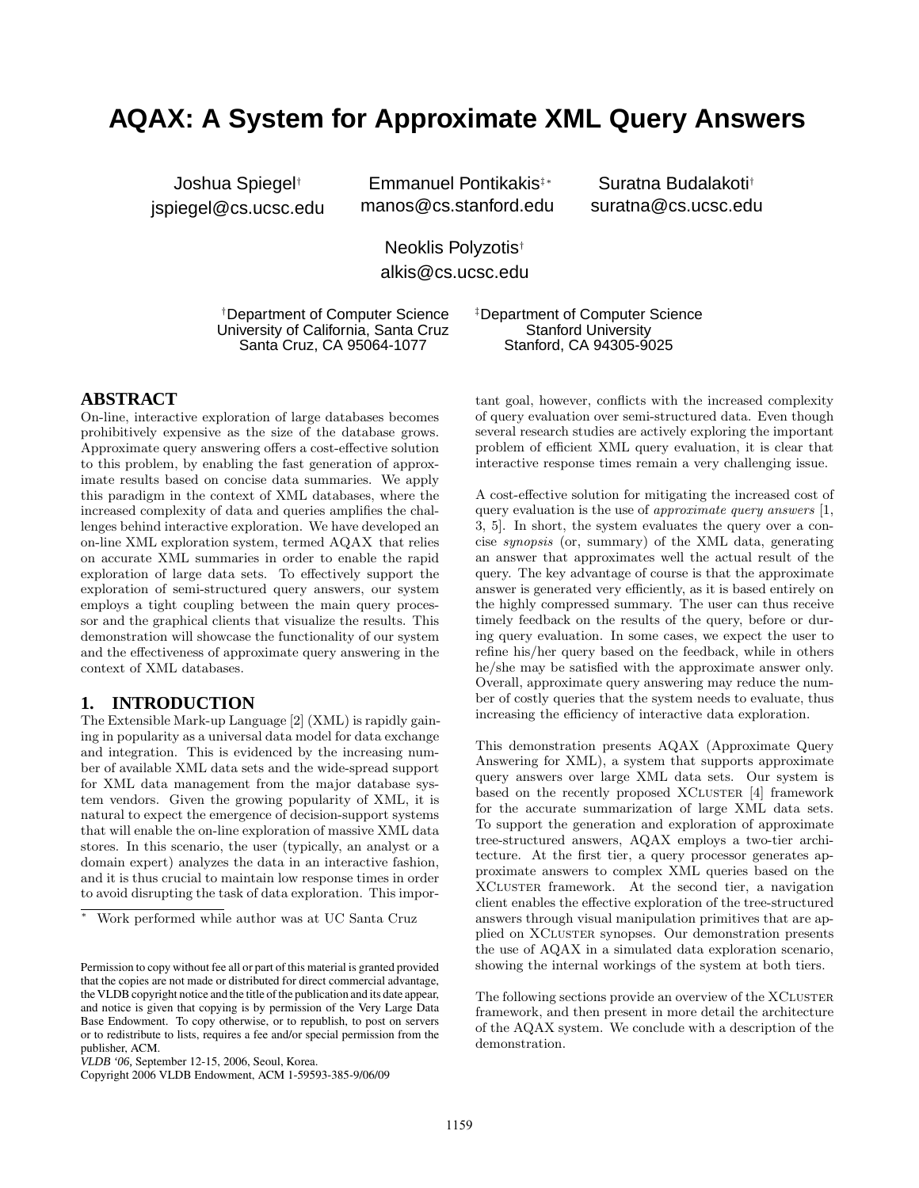# AQAX: A System for Approximate XML Query Answers

Joshua Spiegel[†]
jspiegel@cs.ucsc.edu

Emmanuel Pontikakis[‡∗]
manos@cs.stanford.edu

Suratna Budalakoti[†]
suratna@cs.ucsc.edu

Neoklis Polyzotis[†]
alkis@cs.ucsc.edu

[†]Department of Computer Science
University of California, Santa Cruz
Santa Cruz, CA 95064-1077

[‡]Department of Computer Science
Stanford University
Stanford, CA 94305-9025

## ABSTRACT

On-line, interactive exploration of large databases becomes prohibitively expensive as the size of the database grows. Approximate query answering offers a cost-effective solution to this problem, by enabling the fast generation of approximate results based on concise data summaries. We apply this paradigm in the context of XML databases, where the increased complexity of data and queries amplifies the challenges behind interactive exploration. We have developed an on-line XML exploration system, termed AQAX that relies on accurate XML summaries in order to enable the rapid exploration of large data sets. To effectively support the exploration of semi-structured query answers, our system employs a tight coupling between the main query processor and the graphical clients that visualize the results. This demonstration will showcase the functionality of our system and the effectiveness of approximate query answering in the context of XML databases.

## 1. INTRODUCTION

The Extensible Mark-up Language [2] (XML) is rapidly gaining in popularity as a universal data model for data exchange and integration. This is evidenced by the increasing number of available XML data sets and the wide-spread support for XML data management from the major database system vendors. Given the growing popularity of XML, it is natural to expect the emergence of decision-support systems that will enable the on-line exploration of massive XML data stores. In this scenario, the user (typically, an analyst or a domain expert) analyzes the data in an interactive fashion, and it is thus crucial to maintain low response times in order to avoid disrupting the task of data exploration. This important goal, however, conflicts with the increased complexity of query evaluation over semi-structured data. Even though several research studies are actively exploring the important problem of efficient XML query evaluation, it is clear that interactive response times remain a very challenging issue.

A cost-effective solution for mitigating the increased cost of query evaluation is the use of *approximate query answers* [1, 3, 5]. In short, the system evaluates the query over a concise *synopsis* (or, summary) of the XML data, generating an answer that approximates well the actual result of the query. The key advantage of course is that the approximate answer is generated very efficiently, as it is based entirely on the highly compressed summary. The user can thus receive timely feedback on the results of the query, before or during query evaluation. In some cases, we expect the user to refine his/her query based on the feedback, while in others he/she may be satisfied with the approximate answer only. Overall, approximate query answering may reduce the number of costly queries that the system needs to evaluate, thus increasing the efficiency of interactive data exploration.

This demonstration presents AQAX (Approximate Query Answering for XML), a system that supports approximate query answers over large XML data sets. Our system is based on the recently proposed XCluster [4] framework for the accurate summarization of large XML data sets. To support the generation and exploration of approximate tree-structured answers, AQAX employs a two-tier architecture. At the first tier, a query processor generates approximate answers to complex XML queries based on the XCluster framework. At the second tier, a navigation client enables the effective exploration of the tree-structured answers through visual manipulation primitives that are applied on XCluster synopses. Our demonstration presents the use of AQAX in a simulated data exploration scenario, showing the internal workings of the system at both tiers.

The following sections provide an overview of the XCluster framework, and then present in more detail the architecture of the AQAX system. We conclude with a description of the demonstration.

∗ Work performed while author was at UC Santa Cruz

Permission to copy without fee all or part of this material is granted provided that the copies are not made or distributed for direct commercial advantage, the VLDB copyright notice and the title of the publication and its date appear, and notice is given that copying is by permission of the Very Large Data Base Endowment. To copy otherwise, or to republish, to post on servers or to redistribute to lists, requires a fee and/or special permission from the publisher, ACM.
*VLDB '06,* September 12-15, 2006, Seoul, Korea.
Copyright 2006 VLDB Endowment, ACM 1-59593-385-9/06/09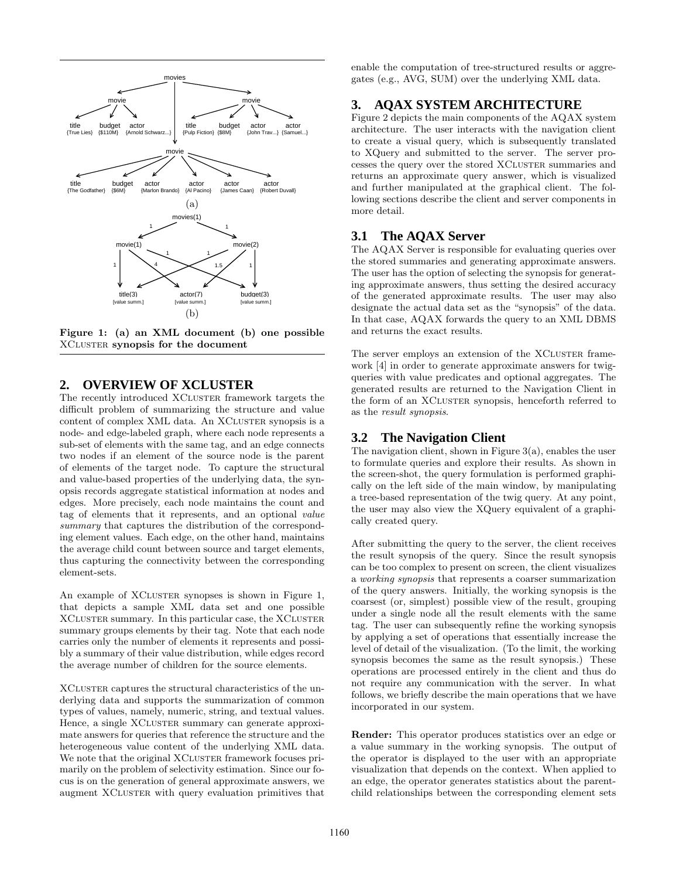Figure 1: (a) an XML document (b) one possible XCluster synopsis for the document

## 2. OVERVIEW OF XCLUSTER

The recently introduced XCluster framework targets the difficult problem of summarizing the structure and value content of complex XML data. An XCluster synopsis is a node- and edge-labeled graph, where each node represents a sub-set of elements with the same tag, and an edge connects two nodes if an element of the source node is the parent of elements of the target node. To capture the structural and value-based properties of the underlying data, the synopsis records aggregate statistical information at nodes and edges. More precisely, each node maintains the count and tag of elements that it represents, and an optional *value summary* that captures the distribution of the corresponding element values. Each edge, on the other hand, maintains the average child count between source and target elements, thus capturing the connectivity between the corresponding element-sets.

An example of XCluster synopses is shown in Figure 1, that depicts a sample XML data set and one possible XCluster summary. In this particular case, the XCluster summary groups elements by their tag. Note that each node carries only the number of elements it represents and possibly a summary of their value distribution, while edges record the average number of children for the source elements.

XCluster captures the structural characteristics of the underlying data and supports the summarization of common types of values, namely, numeric, string, and textual values. Hence, a single XCluster summary can generate approximate answers for queries that reference the structure and the heterogeneous value content of the underlying XML data. We note that the original XCluster framework focuses primarily on the problem of selectivity estimation. Since our focus is on the generation of general approximate answers, we augment XCluster with query evaluation primitives that enable the computation of tree-structured results or aggregates (e.g., AVG, SUM) over the underlying XML data.

## 3. AQAX SYSTEM ARCHITECTURE

Figure 2 depicts the main components of the AQAX system architecture. The user interacts with the navigation client to create a visual query, which is subsequently translated to XQuery and submitted to the server. The server processes the query over the stored XCluster summaries and returns an approximate query answer, which is visualized and further manipulated at the graphical client. The following sections describe the client and server components in more detail.

### 3.1 The AQAX Server

The AQAX Server is responsible for evaluating queries over the stored summaries and generating approximate answers. The user has the option of selecting the synopsis for generating approximate answers, thus setting the desired accuracy of the generated approximate results. The user may also designate the actual data set as the "synopsis" of the data. In that case, AQAX forwards the query to an XML DBMS and returns the exact results.

The server employs an extension of the XCluster framework [4] in order to generate approximate answers for twig-queries with value predicates and optional aggregates. The generated results are returned to the Navigation Client in the form of an XCluster synopsis, henceforth referred to as the *result synopsis*.

### 3.2 The Navigation Client

The navigation client, shown in Figure 3(a), enables the user to formulate queries and explore their results. As shown in the screen-shot, the query formulation is performed graphically on the left side of the main window, by manipulating a tree-based representation of the twig query. At any point, the user may also view the XQuery equivalent of a graphically created query.

After submitting the query to the server, the client receives the result synopsis of the query. Since the result synopsis can be too complex to present on screen, the client visualizes a *working synopsis* that represents a coarser summarization of the query answers. Initially, the working synopsis is the coarsest (or, simplest) possible view of the result, grouping under a single node all the result elements with the same tag. The user can subsequently refine the working synopsis by applying a set of operations that essentially increase the level of detail of the visualization. (To the limit, the working synopsis becomes the same as the result synopsis.) These operations are processed entirely in the client and thus do not require any communication with the server. In what follows, we briefly describe the main operations that we have incorporated in our system.

**Render:** This operator produces statistics over an edge or a value summary in the working synopsis. The output of the operator is displayed to the user with an appropriate visualization that depends on the context. When applied to an edge, the operator generates statistics about the parent-child relationships between the corresponding element sets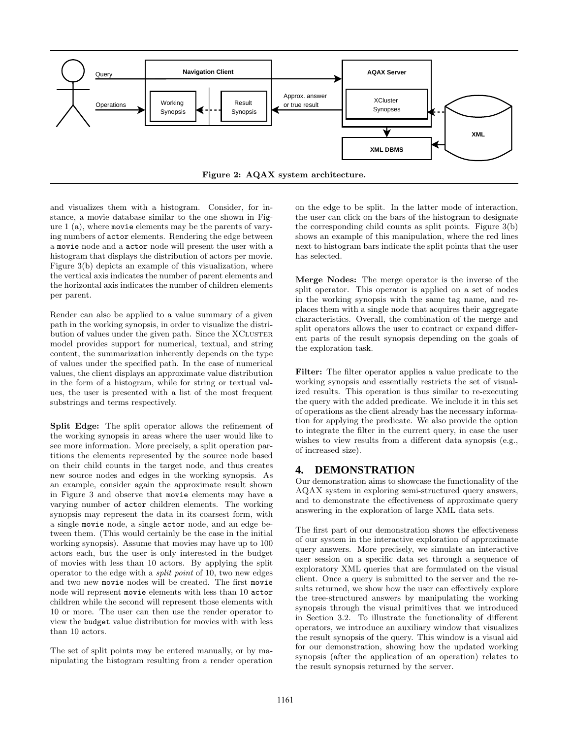Figure 2: AQAX system architecture.

and visualizes them with a histogram. Consider, for instance, a movie database similar to the one shown in Figure 1 (a), where movie elements may be the parents of varying numbers of actor elements. Rendering the edge between a movie node and a actor node will present the user with a histogram that displays the distribution of actors per movie. Figure 3(b) depicts an example of this visualization, where the vertical axis indicates the number of parent elements and the horizontal axis indicates the number of children elements per parent.

Render can also be applied to a value summary of a given path in the working synopsis, in order to visualize the distribution of values under the given path. Since the XCluster model provides support for numerical, textual, and string content, the summarization inherently depends on the type of values under the specified path. In the case of numerical values, the client displays an approximate value distribution in the form of a histogram, while for string or textual values, the user is presented with a list of the most frequent substrings and terms respectively.

**Split Edge:** The split operator allows the refinement of the working synopsis in areas where the user would like to see more information. More precisely, a split operation partitions the elements represented by the source node based on their child counts in the target node, and thus creates new source nodes and edges in the working synopsis. As an example, consider again the approximate result shown in Figure 3 and observe that movie elements may have a varying number of actor children elements. The working synopsis may represent the data in its coarsest form, with a single movie node, a single actor node, and an edge between them. (This would certainly be the case in the initial working synopsis). Assume that movies may have up to 100 actors each, but the user is only interested in the budget of movies with less than 10 actors. By applying the split operator to the edge with a *split point* of 10, two new edges and two new movie nodes will be created. The first movie node will represent movie elements with less than 10 actor children while the second will represent those elements with 10 or more. The user can then use the render operator to view the budget value distribution for movies with with less than 10 actors.

The set of split points may be entered manually, or by manipulating the histogram resulting from a render operation on the edge to be split. In the latter mode of interaction, the user can click on the bars of the histogram to designate the corresponding child counts as split points. Figure 3(b) shows an example of this manipulation, where the red lines next to histogram bars indicate the split points that the user has selected.

**Merge Nodes:** The merge operator is the inverse of the split operator. This operator is applied on a set of nodes in the working synopsis with the same tag name, and replaces them with a single node that acquires their aggregate characteristics. Overall, the combination of the merge and split operators allows the user to contract or expand different parts of the result synopsis depending on the goals of the exploration task.

**Filter:** The filter operator applies a value predicate to the working synopsis and essentially restricts the set of visualized results. This operation is thus similar to re-executing the query with the added predicate. We include it in this set of operations as the client already has the necessary information for applying the predicate. We also provide the option to integrate the filter in the current query, in case the user wishes to view results from a different data synopsis (e.g., of increased size).

# 4. DEMONSTRATION

Our demonstration aims to showcase the functionality of the AQAX system in exploring semi-structured query answers, and to demonstrate the effectiveness of approximate query answering in the exploration of large XML data sets.

The first part of our demonstration shows the effectiveness of our system in the interactive exploration of approximate query answers. More precisely, we simulate an interactive user session on a specific data set through a sequence of exploratory XML queries that are formulated on the visual client. Once a query is submitted to the server and the results returned, we show how the user can effectively explore the tree-structured answers by manipulating the working synopsis through the visual primitives that we introduced in Section 3.2. To illustrate the functionality of different operators, we introduce an auxiliary window that visualizes the result synopsis of the query. This window is a visual aid for our demonstration, showing how the updated working synopsis (after the application of an operation) relates to the result synopsis returned by the server.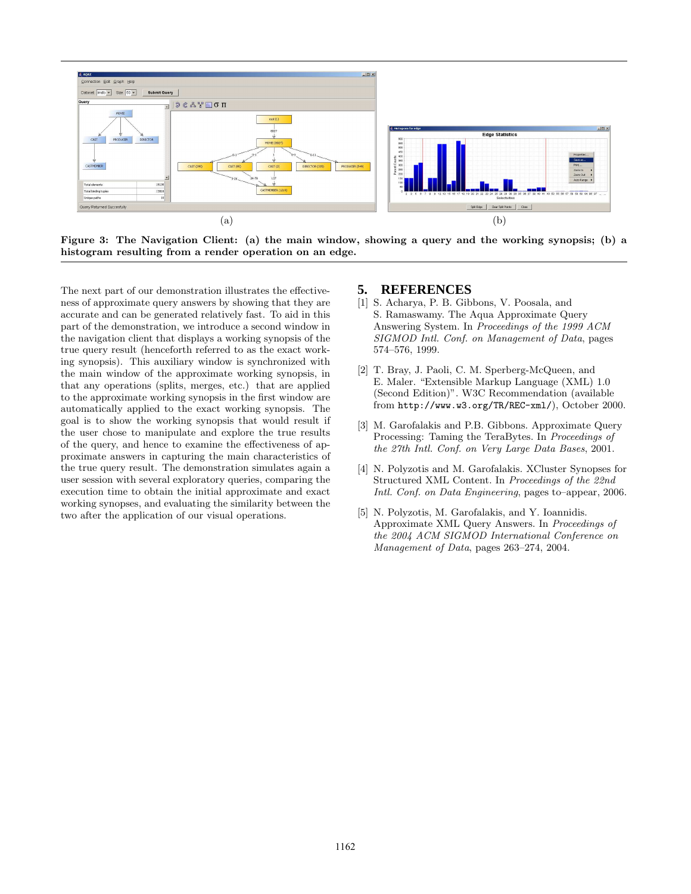(a)

(b)

**Figure 3: The Navigation Client: (a) the main window, showing a query and the working synopsis; (b) a histogram resulting from a render operation on an edge.**

The next part of our demonstration illustrates the effectiveness of approximate query answers by showing that they are accurate and can be generated relatively fast. To aid in this part of the demonstration, we introduce a second window in the navigation client that displays a working synopsis of the true query result (henceforth referred to as the exact working synopsis). This auxiliary window is synchronized with the main window of the approximate working synopsis, in that any operations (splits, merges, etc.) that are applied to the approximate working synopsis in the first window are automatically applied to the exact working synopsis. The goal is to show the working synopsis that would result if the user chose to manipulate and explore the true results of the query, and hence to examine the effectiveness of approximate answers in capturing the main characteristics of the true query result. The demonstration simulates again a user session with several exploratory queries, comparing the execution time to obtain the initial approximate and exact working synopses, and evaluating the similarity between the two after the application of our visual operations.

# 5. REFERENCES

[1] S. Acharya, P. B. Gibbons, V. Poosala, and S. Ramaswamy. The Aqua Approximate Query Answering System. In *Proceedings of the 1999 ACM SIGMOD Intl. Conf. on Management of Data*, pages 574–576, 1999.

[2] T. Bray, J. Paoli, C. M. Sperberg-McQueen, and E. Maler. "Extensible Markup Language (XML) 1.0 (Second Edition)". W3C Recommendation (available from `http://www.w3.org/TR/REC-xml/`), October 2000.

[3] M. Garofalakis and P.B. Gibbons. Approximate Query Processing: Taming the TeraBytes. In *Proceedings of the 27th Intl. Conf. on Very Large Data Bases*, 2001.

[4] N. Polyzotis and M. Garofalakis. XCluster Synopses for Structured XML Content. In *Proceedings of the 22nd Intl. Conf. on Data Engineering*, pages to–appear, 2006.

[5] N. Polyzotis, M. Garofalakis, and Y. Ioannidis. Approximate XML Query Answers. In *Proceedings of the 2004 ACM SIGMOD International Conference on Management of Data*, pages 263–274, 2004.